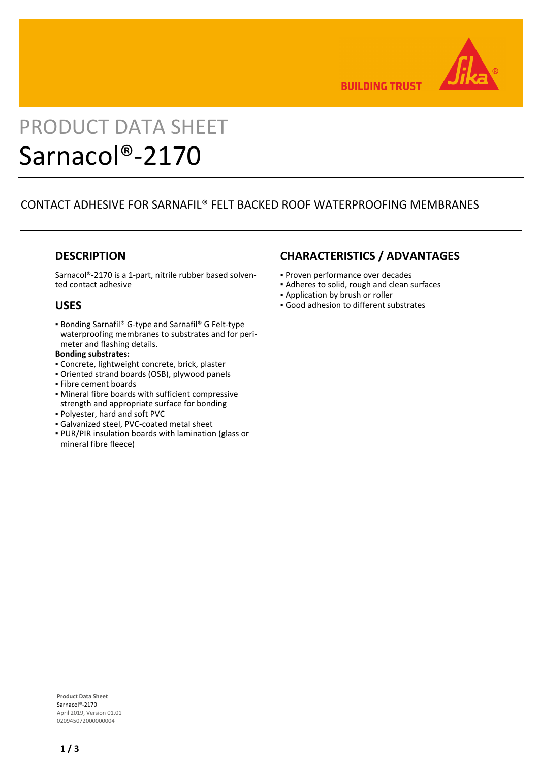BUILDING TRUST

PRODUCT DATA SHEET

# Sarnacol®-2170

CONTACT ADHESIVE FOR SARNAFIL® FELT BACKED ROOF WATERPROOFING MEMBRANES

## DESCRIPTION

Sarnacol®-2170 is a 1-part, nitrile rubber based solvented contact adhesive

## USES

- Bonding Sarnafil® G-type and Sarnafil® G Felt-type waterproofing membranes to substrates and for perimeter and flashing details.

**Bonding substrates:**

- Concrete, lightweight concrete, brick, plaster
- Oriented strand boards (OSB), plywood panels
- Fibre cement boards
- Mineral fibre boards with sufficient compressive strength and appropriate surface for bonding
- Polyester, hard and soft PVC
- Galvanized steel, PVC-coated metal sheet
- PUR/PIR insulation boards with lamination (glass or mineral fibre fleece)

## CHARACTERISTICS / ADVANTAGES

- Proven performance over decades
- Adheres to solid, rough and clean surfaces
- Application by brush or roller
- Good adhesion to different substrates

**Product Data Sheet**
Sarnacol®-2170
April 2019, Version 01.01
020945072000000004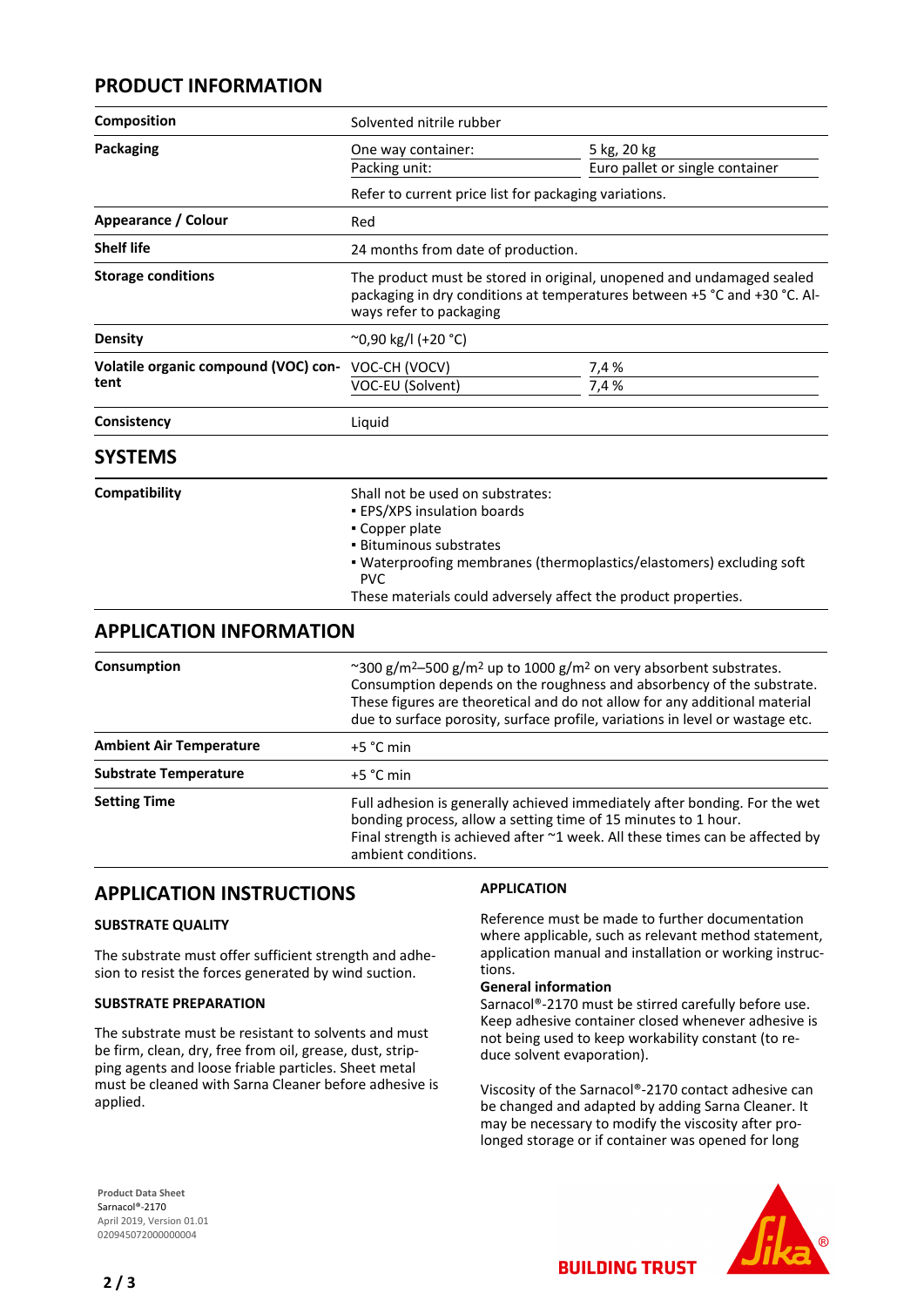## PRODUCT INFORMATION

| | | |
|---|---|---|
| **Composition** | Solvented nitrile rubber | |
| **Packaging** | One way container: | 5 kg, 20 kg |
| | Packing unit: | Euro pallet or single container |
| | Refer to current price list for packaging variations. | |
| **Appearance / Colour** | Red | |
| **Shelf life** | 24 months from date of production. | |
| **Storage conditions** | The product must be stored in original, unopened and undamaged sealed packaging in dry conditions at temperatures between +5 °C and +30 °C. Always refer to packaging | |
| **Density** | ~0,90 kg/l (+20 °C) | |
| **Volatile organic compound (VOC) content** | VOC-CH (VOCV) | 7,4 % |
| | VOC-EU (Solvent) | 7,4 % |
| **Consistency** | Liquid | |

## SYSTEMS

**Compatibility**

Shall not be used on substrates:
- EPS/XPS insulation boards
- Copper plate
- Bituminous substrates
- Waterproofing membranes (thermoplastics/elastomers) excluding soft PVC

These materials could adversely affect the product properties.

## APPLICATION INFORMATION

| | |
|---|---|
| **Consumption** | ~300 g/m$^2$–500 g/m$^2$ up to 1000 g/m$^2$ on very absorbent substrates. Consumption depends on the roughness and absorbency of the substrate. These figures are theoretical and do not allow for any additional material due to surface porosity, surface profile, variations in level or wastage etc. |
| **Ambient Air Temperature** | +5 °C min |
| **Substrate Temperature** | +5 °C min |
| **Setting Time** | Full adhesion is generally achieved immediately after bonding. For the wet bonding process, allow a setting time of 15 minutes to 1 hour. Final strength is achieved after ~1 week. All these times can be affected by ambient conditions. |

## APPLICATION INSTRUCTIONS

### SUBSTRATE QUALITY

The substrate must offer sufficient strength and adhesion to resist the forces generated by wind suction.

### SUBSTRATE PREPARATION

The substrate must be resistant to solvents and must be firm, clean, dry, free from oil, grease, dust, stripping agents and loose friable particles. Sheet metal must be cleaned with Sarna Cleaner before adhesive is applied.

### APPLICATION

Reference must be made to further documentation where applicable, such as relevant method statement, application manual and installation or working instructions.

**General information**

Sarnacol®-2170 must be stirred carefully before use. Keep adhesive container closed whenever adhesive is not being used to keep workability constant (to reduce solvent evaporation).

Viscosity of the Sarnacol®-2170 contact adhesive can be changed and adapted by adding Sarna Cleaner. It may be necessary to modify the viscosity after prolonged storage or if container was opened for long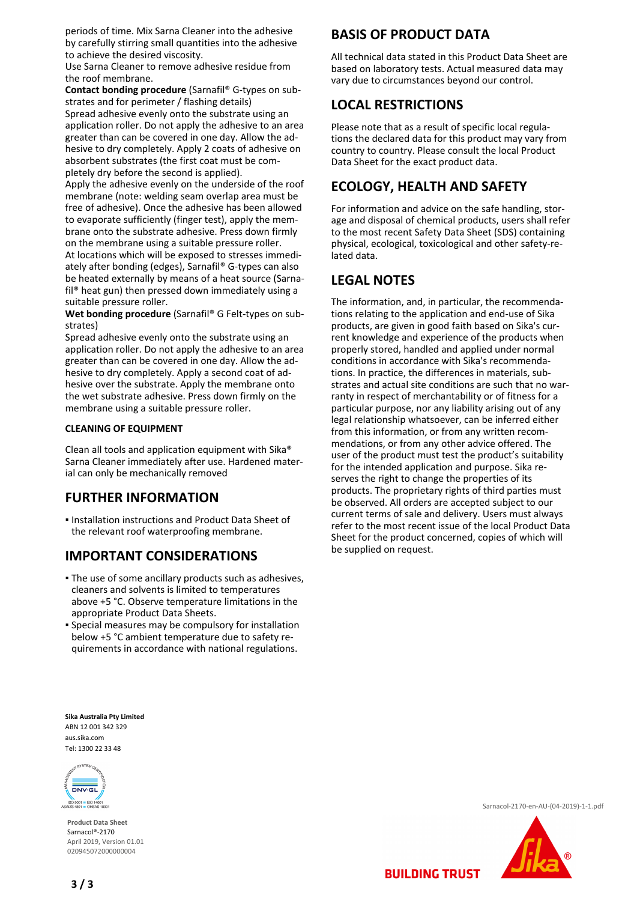periods of time. Mix Sarna Cleaner into the adhesive by carefully stirring small quantities into the adhesive to achieve the desired viscosity.
Use Sarna Cleaner to remove adhesive residue from the roof membrane.

**Contact bonding procedure** (Sarnafil® G-types on substrates and for perimeter / flashing details)
Spread adhesive evenly onto the substrate using an application roller. Do not apply the adhesive to an area greater than can be covered in one day. Allow the adhesive to dry completely. Apply 2 coats of adhesive on absorbent substrates (the first coat must be completely dry before the second is applied).
Apply the adhesive evenly on the underside of the roof membrane (note: welding seam overlap area must be free of adhesive). Once the adhesive has been allowed to evaporate sufficiently (finger test), apply the membrane onto the substrate adhesive. Press down firmly on the membrane using a suitable pressure roller.
At locations which will be exposed to stresses immediately after bonding (edges), Sarnafil® G-types can also be heated externally by means of a heat source (Sarnafil® heat gun) then pressed down immediately using a suitable pressure roller.

**Wet bonding procedure** (Sarnafil® G Felt-types on substrates)
Spread adhesive evenly onto the substrate using an application roller. Do not apply the adhesive to an area greater than can be covered in one day. Allow the adhesive to dry completely. Apply a second coat of adhesive over the substrate. Apply the membrane onto the wet substrate adhesive. Press down firmly on the membrane using a suitable pressure roller.

### CLEANING OF EQUIPMENT

Clean all tools and application equipment with Sika® Sarna Cleaner immediately after use. Hardened material can only be mechanically removed

## FURTHER INFORMATION

- Installation instructions and Product Data Sheet of the relevant roof waterproofing membrane.

## IMPORTANT CONSIDERATIONS

- The use of some ancillary products such as adhesives, cleaners and solvents is limited to temperatures above +5 °C. Observe temperature limitations in the appropriate Product Data Sheets.
- Special measures may be compulsory for installation below +5 °C ambient temperature due to safety requirements in accordance with national regulations.

## BASIS OF PRODUCT DATA

All technical data stated in this Product Data Sheet are based on laboratory tests. Actual measured data may vary due to circumstances beyond our control.

## LOCAL RESTRICTIONS

Please note that as a result of specific local regulations the declared data for this product may vary from country to country. Please consult the local Product Data Sheet for the exact product data.

## ECOLOGY, HEALTH AND SAFETY

For information and advice on the safe handling, storage and disposal of chemical products, users shall refer to the most recent Safety Data Sheet (SDS) containing physical, ecological, toxicological and other safety-related data.

## LEGAL NOTES

The information, and, in particular, the recommendations relating to the application and end-use of Sika products, are given in good faith based on Sika's current knowledge and experience of the products when properly stored, handled and applied under normal conditions in accordance with Sika's recommendations. In practice, the differences in materials, substrates and actual site conditions are such that no warranty in respect of merchantability or of fitness for a particular purpose, nor any liability arising out of any legal relationship whatsoever, can be inferred either from this information, or from any written recommendations, or from any other advice offered. The user of the product must test the product's suitability for the intended application and purpose. Sika reserves the right to change the properties of its products. The proprietary rights of third parties must be observed. All orders are accepted subject to our current terms of sale and delivery. Users must always refer to the most recent issue of the local Product Data Sheet for the product concerned, copies of which will be supplied on request.

**Sika Australia Pty Limited**
ABN 12 001 342 329
aus.sika.com
Tel: 1300 22 33 48

**Product Data Sheet**
Sarnacol®-2170
April 2019, Version 01.01
020945072000000004

Sarnacol-2170-en-AU-(04-2019)-1-1.pdf

BUILDING TRUST